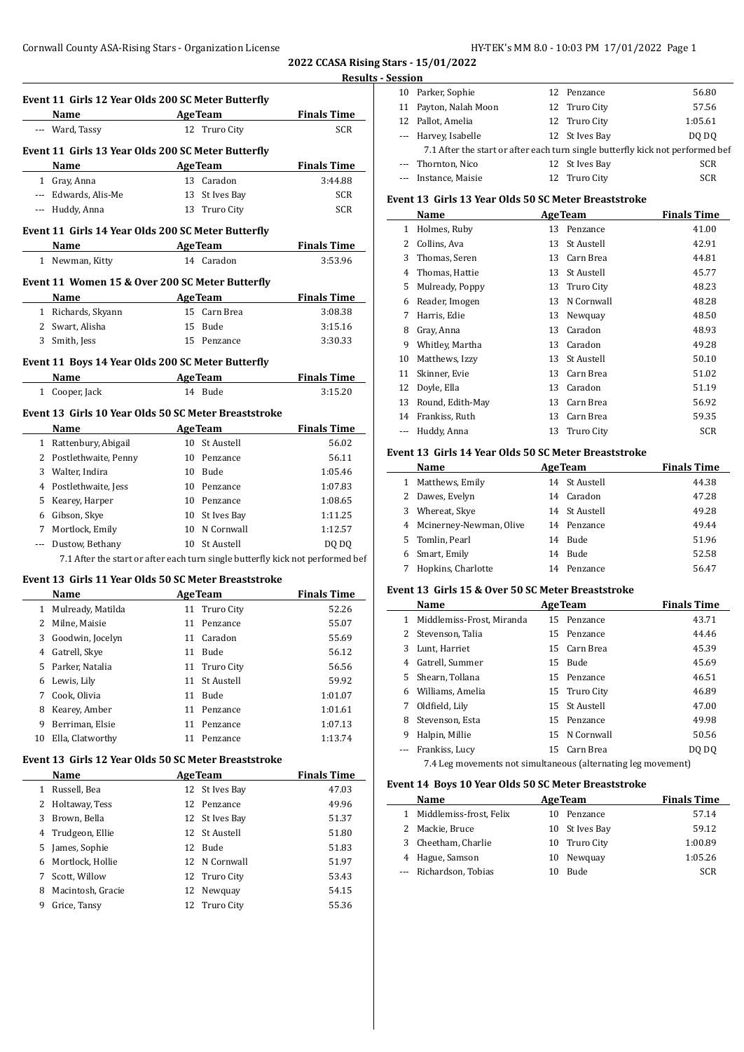## 2022 CCASA Rising Stars - 15/01/2022

### Results - Session

#### Event 11 Girls 12 Year Olds 200 SC Meter Butterfly

| | Name | Age | Team | Finals Time |
|---|---|---|---|---|
| --- | Ward, Tassy | 12 | Truro City | SCR |

#### Event 11 Girls 13 Year Olds 200 SC Meter Butterfly

| | Name | Age | Team | Finals Time |
|---|---|---|---|---|
| 1 | Gray, Anna | 13 | Caradon | 3:44.88 |
| --- | Edwards, Alis-Me | 13 | St Ives Bay | SCR |
| --- | Huddy, Anna | 13 | Truro City | SCR |

#### Event 11 Girls 14 Year Olds 200 SC Meter Butterfly

| | Name | Age | Team | Finals Time |
|---|---|---|---|---|
| 1 | Newman, Kitty | 14 | Caradon | 3:53.96 |

#### Event 11 Women 15 & Over 200 SC Meter Butterfly

| | Name | Age | Team | Finals Time |
|---|---|---|---|---|
| 1 | Richards, Skyann | 15 | Carn Brea | 3:08.38 |
| 2 | Swart, Alisha | 15 | Bude | 3:15.16 |
| 3 | Smith, Jess | 15 | Penzance | 3:30.33 |

#### Event 11 Boys 14 Year Olds 200 SC Meter Butterfly

| | Name | Age | Team | Finals Time |
|---|---|---|---|---|
| 1 | Cooper, Jack | 14 | Bude | 3:15.20 |

#### Event 13 Girls 10 Year Olds 50 SC Meter Breaststroke

| | Name | Age | Team | Finals Time |
|---|---|---|---|---|
| 1 | Rattenbury, Abigail | 10 | St Austell | 56.02 |
| 2 | Postlethwaite, Penny | 10 | Penzance | 56.11 |
| 3 | Walter, Indira | 10 | Bude | 1:05.46 |
| 4 | Postlethwaite, Jess | 10 | Penzance | 1:07.83 |
| 5 | Kearey, Harper | 10 | Penzance | 1:08.65 |
| 6 | Gibson, Skye | 10 | St Ives Bay | 1:11.25 |
| 7 | Mortlock, Emily | 10 | N Cornwall | 1:12.57 |
| --- | Dustow, Bethany | 10 | St Austell | DQ DQ |

7.1 After the start or after each turn single butterfly kick not performed bef

#### Event 13 Girls 11 Year Olds 50 SC Meter Breaststroke

| | Name | Age | Team | Finals Time |
|---|---|---|---|---|
| 1 | Mulready, Matilda | 11 | Truro City | 52.26 |
| 2 | Milne, Maisie | 11 | Penzance | 55.07 |
| 3 | Goodwin, Jocelyn | 11 | Caradon | 55.69 |
| 4 | Gatrell, Skye | 11 | Bude | 56.12 |
| 5 | Parker, Natalia | 11 | Truro City | 56.56 |
| 6 | Lewis, Lily | 11 | St Austell | 59.92 |
| 7 | Cook, Olivia | 11 | Bude | 1:01.07 |
| 8 | Kearey, Amber | 11 | Penzance | 1:01.61 |
| 9 | Berriman, Elsie | 11 | Penzance | 1:07.13 |
| 10 | Ella, Clatworthy | 11 | Penzance | 1:13.74 |

#### Event 13 Girls 12 Year Olds 50 SC Meter Breaststroke

| | Name | Age | Team | Finals Time |
|---|---|---|---|---|
| 1 | Russell, Bea | 12 | St Ives Bay | 47.03 |
| 2 | Holtaway, Tess | 12 | Penzance | 49.96 |
| 3 | Brown, Bella | 12 | St Ives Bay | 51.37 |
| 4 | Trudgeon, Ellie | 12 | St Austell | 51.80 |
| 5 | James, Sophie | 12 | Bude | 51.83 |
| 6 | Mortlock, Hollie | 12 | N Cornwall | 51.97 |
| 7 | Scott, Willow | 12 | Truro City | 53.43 |
| 8 | Macintosh, Gracie | 12 | Newquay | 54.15 |
| 9 | Grice, Tansy | 12 | Truro City | 55.36 |
| 10 | Parker, Sophie | 12 | Penzance | 56.80 |
| 11 | Payton, Nalah Moon | 12 | Truro City | 57.56 |
| 12 | Pallot, Amelia | 12 | Truro City | 1:05.61 |
| --- | Harvey, Isabelle | 12 | St Ives Bay | DQ DQ |
| | 7.1 After the start or after each turn single butterfly kick not performed bef | | | |
| --- | Thornton, Nico | 12 | St Ives Bay | SCR |
| --- | Instance, Maisie | 12 | Truro City | SCR |

#### Event 13 Girls 13 Year Olds 50 SC Meter Breaststroke

| | Name | Age | Team | Finals Time |
|---|---|---|---|---|
| 1 | Holmes, Ruby | 13 | Penzance | 41.00 |
| 2 | Collins, Ava | 13 | St Austell | 42.91 |
| 3 | Thomas, Seren | 13 | Carn Brea | 44.81 |
| 4 | Thomas, Hattie | 13 | St Austell | 45.77 |
| 5 | Mulready, Poppy | 13 | Truro City | 48.23 |
| 6 | Reader, Imogen | 13 | N Cornwall | 48.28 |
| 7 | Harris, Edie | 13 | Newquay | 48.50 |
| 8 | Gray, Anna | 13 | Caradon | 48.93 |
| 9 | Whitley, Martha | 13 | Caradon | 49.28 |
| 10 | Matthews, Izzy | 13 | St Austell | 50.10 |
| 11 | Skinner, Evie | 13 | Carn Brea | 51.02 |
| 12 | Doyle, Ella | 13 | Caradon | 51.19 |
| 13 | Round, Edith-May | 13 | Carn Brea | 56.92 |
| 14 | Frankiss, Ruth | 13 | Carn Brea | 59.35 |
| --- | Huddy, Anna | 13 | Truro City | SCR |

#### Event 13 Girls 14 Year Olds 50 SC Meter Breaststroke

| | Name | Age | Team | Finals Time |
|---|---|---|---|---|
| 1 | Matthews, Emily | 14 | St Austell | 44.38 |
| 2 | Dawes, Evelyn | 14 | Caradon | 47.28 |
| 3 | Whereat, Skye | 14 | St Austell | 49.28 |
| 4 | Mcinerney-Newman, Olive | 14 | Penzance | 49.44 |
| 5 | Tomlin, Pearl | 14 | Bude | 51.96 |
| 6 | Smart, Emily | 14 | Bude | 52.58 |
| 7 | Hopkins, Charlotte | 14 | Penzance | 56.47 |

#### Event 13 Girls 15 & Over 50 SC Meter Breaststroke

| | Name | Age | Team | Finals Time |
|---|---|---|---|---|
| 1 | Middlemiss-Frost, Miranda | 15 | Penzance | 43.71 |
| 2 | Stevenson, Talia | 15 | Penzance | 44.46 |
| 3 | Lunt, Harriet | 15 | Carn Brea | 45.39 |
| 4 | Gatrell, Summer | 15 | Bude | 45.69 |
| 5 | Shearn, Tollana | 15 | Penzance | 46.51 |
| 6 | Williams, Amelia | 15 | Truro City | 46.89 |
| 7 | Oldfield, Lily | 15 | St Austell | 47.00 |
| 8 | Stevenson, Esta | 15 | Penzance | 49.98 |
| 9 | Halpin, Millie | 15 | N Cornwall | 50.56 |
| --- | Frankiss, Lucy | 15 | Carn Brea | DQ DQ |

7.4 Leg movements not simultaneous (alternating leg movement)

#### Event 14 Boys 10 Year Olds 50 SC Meter Breaststroke

| | Name | Age | Team | Finals Time |
|---|---|---|---|---|
| 1 | Middlemiss-frost, Felix | 10 | Penzance | 57.14 |
| 2 | Mackie, Bruce | 10 | St Ives Bay | 59.12 |
| 3 | Cheetham, Charlie | 10 | Truro City | 1:00.89 |
| 4 | Hague, Samson | 10 | Newquay | 1:05.26 |
| --- | Richardson, Tobias | 10 | Bude | SCR |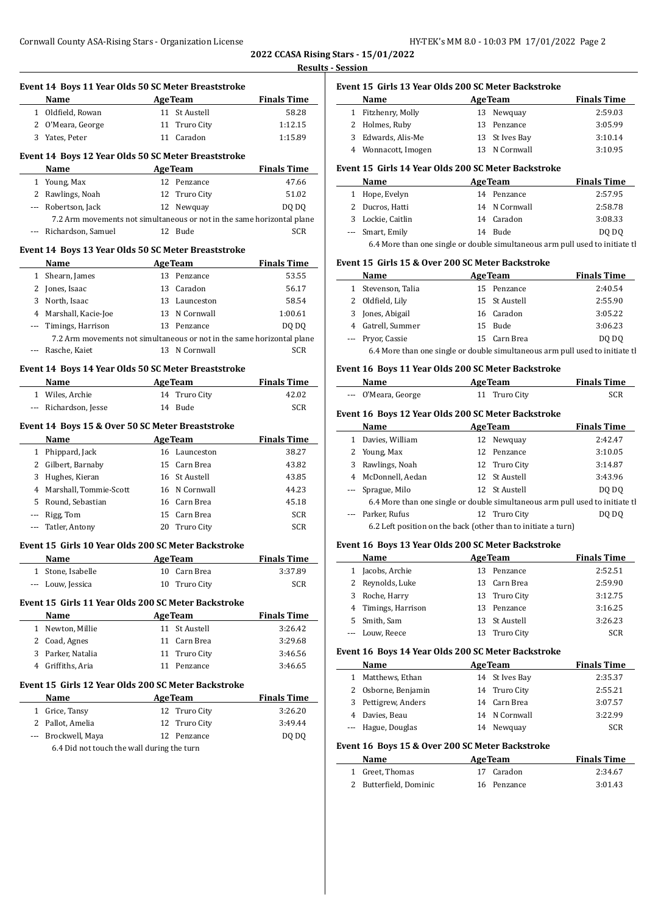## 2022 CCASA Rising Stars - 15/01/2022

### Results - Session

#### Event 14 Boys 11 Year Olds 50 SC Meter Breaststroke

| | Name | Age | Team | Finals Time |
|---|---|---|---|---|
| 1 | Oldfield, Rowan | 11 | St Austell | 58.28 |
| 2 | O'Meara, George | 11 | Truro City | 1:12.15 |
| 3 | Yates, Peter | 11 | Caradon | 1:15.89 |

#### Event 14 Boys 12 Year Olds 50 SC Meter Breaststroke

| | Name | Age | Team | Finals Time |
|---|---|---|---|---|
| 1 | Young, Max | 12 | Penzance | 47.66 |
| 2 | Rawlings, Noah | 12 | Truro City | 51.02 |
| --- | Robertson, Jack | 12 | Newquay | DQ DQ |
| | 7.2 Arm movements not simultaneous or not in the same horizontal plane | | | |
| --- | Richardson, Samuel | 12 | Bude | SCR |

#### Event 14 Boys 13 Year Olds 50 SC Meter Breaststroke

| | Name | Age | Team | Finals Time |
|---|---|---|---|---|
| 1 | Shearn, James | 13 | Penzance | 53.55 |
| 2 | Jones, Isaac | 13 | Caradon | 56.17 |
| 3 | North, Isaac | 13 | Launceston | 58.54 |
| 4 | Marshall, Kacie-Joe | 13 | N Cornwall | 1:00.61 |
| --- | Timings, Harrison | 13 | Penzance | DQ DQ |
| | 7.2 Arm movements not simultaneous or not in the same horizontal plane | | | |
| --- | Rasche, Kaiet | 13 | N Cornwall | SCR |

#### Event 14 Boys 14 Year Olds 50 SC Meter Breaststroke

| | Name | Age | Team | Finals Time |
|---|---|---|---|---|
| 1 | Wiles, Archie | 14 | Truro City | 42.02 |
| --- | Richardson, Jesse | 14 | Bude | SCR |

#### Event 14 Boys 15 & Over 50 SC Meter Breaststroke

| | Name | Age | Team | Finals Time |
|---|---|---|---|---|
| 1 | Phippard, Jack | 16 | Launceston | 38.27 |
| 2 | Gilbert, Barnaby | 15 | Carn Brea | 43.82 |
| 3 | Hughes, Kieran | 16 | St Austell | 43.85 |
| 4 | Marshall, Tommie-Scott | 16 | N Cornwall | 44.23 |
| 5 | Round, Sebastian | 16 | Carn Brea | 45.18 |
| --- | Rigg, Tom | 15 | Carn Brea | SCR |
| --- | Tatler, Antony | 20 | Truro City | SCR |

#### Event 15 Girls 10 Year Olds 200 SC Meter Backstroke

| | Name | Age | Team | Finals Time |
|---|---|---|---|---|
| 1 | Stone, Isabelle | 10 | Carn Brea | 3:37.89 |
| --- | Louw, Jessica | 10 | Truro City | SCR |

#### Event 15 Girls 11 Year Olds 200 SC Meter Backstroke

| | Name | Age | Team | Finals Time |
|---|---|---|---|---|
| 1 | Newton, Millie | 11 | St Austell | 3:26.42 |
| 2 | Coad, Agnes | 11 | Carn Brea | 3:29.68 |
| 3 | Parker, Natalia | 11 | Truro City | 3:46.56 |
| 4 | Griffiths, Aria | 11 | Penzance | 3:46.65 |

#### Event 15 Girls 12 Year Olds 200 SC Meter Backstroke

| | Name | Age | Team | Finals Time |
|---|---|---|---|---|
| 1 | Grice, Tansy | 12 | Truro City | 3:26.20 |
| 2 | Pallot, Amelia | 12 | Truro City | 3:49.44 |
| --- | Brockwell, Maya | 12 | Penzance | DQ DQ |
| | 6.4 Did not touch the wall during the turn | | | |

#### Event 15 Girls 13 Year Olds 200 SC Meter Backstroke

| | Name | Age | Team | Finals Time |
|---|---|---|---|---|
| 1 | Fitzhenry, Molly | 13 | Newquay | 2:59.03 |
| 2 | Holmes, Ruby | 13 | Penzance | 3:05.99 |
| 3 | Edwards, Alis-Me | 13 | St Ives Bay | 3:10.14 |
| 4 | Wonnacott, Imogen | 13 | N Cornwall | 3:10.95 |

#### Event 15 Girls 14 Year Olds 200 SC Meter Backstroke

| | Name | Age | Team | Finals Time |
|---|---|---|---|---|
| 1 | Hope, Evelyn | 14 | Penzance | 2:57.95 |
| 2 | Ducros, Hatti | 14 | N Cornwall | 2:58.78 |
| 3 | Lockie, Caitlin | 14 | Caradon | 3:08.33 |
| --- | Smart, Emily | 14 | Bude | DQ DQ |
| | 6.4 More than one single or double simultaneous arm pull used to initiate th | | | |

#### Event 15 Girls 15 & Over 200 SC Meter Backstroke

| | Name | Age | Team | Finals Time |
|---|---|---|---|---|
| 1 | Stevenson, Talia | 15 | Penzance | 2:40.54 |
| 2 | Oldfield, Lily | 15 | St Austell | 2:55.90 |
| 3 | Jones, Abigail | 16 | Caradon | 3:05.22 |
| 4 | Gatrell, Summer | 15 | Bude | 3:06.23 |
| --- | Pryor, Cassie | 15 | Carn Brea | DQ DQ |
| | 6.4 More than one single or double simultaneous arm pull used to initiate th | | | |

#### Event 16 Boys 11 Year Olds 200 SC Meter Backstroke

| | Name | Age | Team | Finals Time |
|---|---|---|---|---|
| --- | O'Meara, George | 11 | Truro City | SCR |

#### Event 16 Boys 12 Year Olds 200 SC Meter Backstroke

| | Name | Age | Team | Finals Time |
|---|---|---|---|---|
| 1 | Davies, William | 12 | Newquay | 2:42.47 |
| 2 | Young, Max | 12 | Penzance | 3:10.05 |
| 3 | Rawlings, Noah | 12 | Truro City | 3:14.87 |
| 4 | McDonnell, Aedan | 12 | St Austell | 3:43.96 |
| --- | Sprague, Milo | 12 | St Austell | DQ DQ |
| | 6.4 More than one single or double simultaneous arm pull used to initiate th | | | |
| --- | Parker, Rufus | 12 | Truro City | DQ DQ |
| | 6.2 Left position on the back (other than to initiate a turn) | | | |

#### Event 16 Boys 13 Year Olds 200 SC Meter Backstroke

| | Name | Age | Team | Finals Time |
|---|---|---|---|---|
| 1 | Jacobs, Archie | 13 | Penzance | 2:52.51 |
| 2 | Reynolds, Luke | 13 | Carn Brea | 2:59.90 |
| 3 | Roche, Harry | 13 | Truro City | 3:12.75 |
| 4 | Timings, Harrison | 13 | Penzance | 3:16.25 |
| 5 | Smith, Sam | 13 | St Austell | 3:26.23 |
| --- | Louw, Reece | 13 | Truro City | SCR |

#### Event 16 Boys 14 Year Olds 200 SC Meter Backstroke

| | Name | Age | Team | Finals Time |
|---|---|---|---|---|
| 1 | Matthews, Ethan | 14 | St Ives Bay | 2:35.37 |
| 2 | Osborne, Benjamin | 14 | Truro City | 2:55.21 |
| 3 | Pettigrew, Anders | 14 | Carn Brea | 3:07.57 |
| 4 | Davies, Beau | 14 | N Cornwall | 3:22.99 |
| --- | Hague, Douglas | 14 | Newquay | SCR |

#### Event 16 Boys 15 & Over 200 SC Meter Backstroke

| | Name | Age | Team | Finals Time |
|---|---|---|---|---|
| 1 | Greet, Thomas | 17 | Caradon | 2:34.67 |
| 2 | Butterfield, Dominic | 16 | Penzance | 3:01.43 |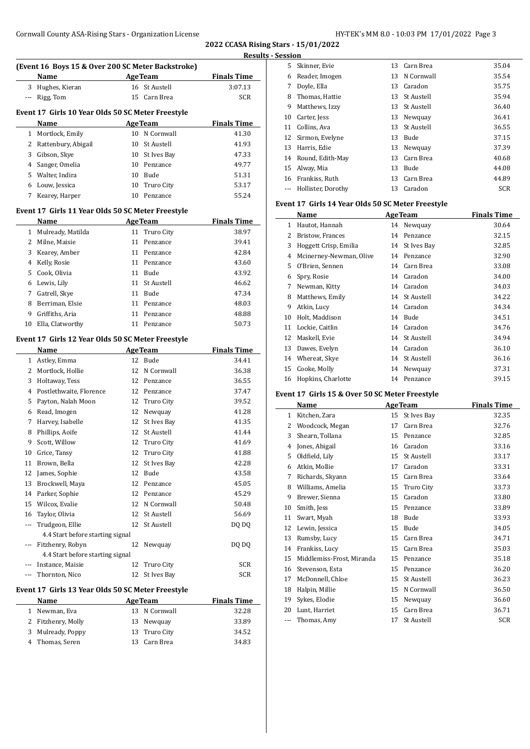**2022 CCASA Rising Stars - 15/01/2022**

**Results - Session**

### (Event 16 Boys 15 & Over 200 SC Meter Backstroke)

| | Name | Age | Team | Finals Time |
|---|---|---|---|---|
| 3 | Hughes, Kieran | 16 | St Austell | 3:07.13 |
| --- | Rigg, Tom | 15 | Carn Brea | SCR |

### Event 17 Girls 10 Year Olds 50 SC Meter Freestyle

| | Name | Age | Team | Finals Time |
|---|---|---|---|---|
| 1 | Mortlock, Emily | 10 | N Cornwall | 41.30 |
| 2 | Rattenbury, Abigail | 10 | St Austell | 41.93 |
| 3 | Gibson, Skye | 10 | St Ives Bay | 47.33 |
| 4 | Sanger, Omelia | 10 | Penzance | 49.77 |
| 5 | Walter, Indira | 10 | Bude | 51.31 |
| 6 | Louw, Jessica | 10 | Truro City | 53.17 |
| 7 | Kearey, Harper | 10 | Penzance | 55.24 |

### Event 17 Girls 11 Year Olds 50 SC Meter Freestyle

| | Name | Age | Team | Finals Time |
|---|---|---|---|---|
| 1 | Mulready, Matilda | 11 | Truro City | 38.97 |
| 2 | Milne, Maisie | 11 | Penzance | 39.41 |
| 3 | Kearey, Amber | 11 | Penzance | 42.84 |
| 4 | Kelly, Rosie | 11 | Penzance | 43.60 |
| 5 | Cook, Olivia | 11 | Bude | 43.92 |
| 6 | Lewis, Lily | 11 | St Austell | 46.62 |
| 7 | Gatrell, Skye | 11 | Bude | 47.34 |
| 8 | Berriman, Elsie | 11 | Penzance | 48.03 |
| 9 | Griffiths, Aria | 11 | Penzance | 48.88 |
| 10 | Ella, Clatworthy | 11 | Penzance | 50.73 |

### Event 17 Girls 12 Year Olds 50 SC Meter Freestyle

| | Name | Age | Team | Finals Time |
|---|---|---|---|---|
| 1 | Astley, Emma | 12 | Bude | 34.41 |
| 2 | Mortlock, Hollie | 12 | N Cornwall | 36.38 |
| 3 | Holtaway, Tess | 12 | Penzance | 36.55 |
| 4 | Postlethwaite, Florence | 12 | Penzance | 37.47 |
| 5 | Payton, Nalah Moon | 12 | Truro City | 39.52 |
| 6 | Read, Imogen | 12 | Newquay | 41.28 |
| 7 | Harvey, Isabelle | 12 | St Ives Bay | 41.35 |
| 8 | Phillips, Aoife | 12 | St Austell | 41.44 |
| 9 | Scott, Willow | 12 | Truro City | 41.69 |
| 10 | Grice, Tansy | 12 | Truro City | 41.88 |
| 11 | Brown, Bella | 12 | St Ives Bay | 42.28 |
| 12 | James, Sophie | 12 | Bude | 43.58 |
| 13 | Brockwell, Maya | 12 | Penzance | 45.05 |
| 14 | Parker, Sophie | 12 | Penzance | 45.29 |
| 15 | Wilcox, Evalie | 12 | N Cornwall | 50.48 |
| 16 | Taylor, Olivia | 12 | St Austell | 56.69 |
| --- | Trudgeon, Ellie | 12 | St Austell | DQ DQ |
| | 4.4 Start before starting signal | | | |
| --- | Fitzhenry, Robyn | 12 | Newquay | DQ DQ |
| | 4.4 Start before starting signal | | | |
| --- | Instance, Maisie | 12 | Truro City | SCR |
| --- | Thornton, Nico | 12 | St Ives Bay | SCR |

### Event 17 Girls 13 Year Olds 50 SC Meter Freestyle

| | Name | Age | Team | Finals Time |
|---|---|---|---|---|
| 1 | Newman, Eva | 13 | N Cornwall | 32.28 |
| 2 | Fitzhenry, Molly | 13 | Newquay | 33.89 |
| 3 | Mulready, Poppy | 13 | Truro City | 34.52 |
| 4 | Thomas, Seren | 13 | Carn Brea | 34.83 |
| 5 | Skinner, Evie | 13 | Carn Brea | 35.04 |
| 6 | Reader, Imogen | 13 | N Cornwall | 35.54 |
| 7 | Doyle, Ella | 13 | Caradon | 35.75 |
| 8 | Thomas, Hattie | 13 | St Austell | 35.94 |
| 9 | Matthews, Izzy | 13 | St Austell | 36.40 |
| 10 | Carter, Jess | 13 | Newquay | 36.41 |
| 11 | Collins, Ava | 13 | St Austell | 36.55 |
| 12 | Sirmon, Evelyne | 13 | Bude | 37.15 |
| 13 | Harris, Edie | 13 | Newquay | 37.39 |
| 14 | Round, Edith-May | 13 | Carn Brea | 40.68 |
| 15 | Alway, Mia | 13 | Bude | 44.08 |
| 16 | Frankiss, Ruth | 13 | Carn Brea | 44.89 |
| --- | Hollister, Dorothy | 13 | Caradon | SCR |

### Event 17 Girls 14 Year Olds 50 SC Meter Freestyle

| | Name | Age | Team | Finals Time |
|---|---|---|---|---|
| 1 | Hautot, Hannah | 14 | Newquay | 30.64 |
| 2 | Bristow, Frances | 14 | Penzance | 32.15 |
| 3 | Hoggett Crisp, Emilia | 14 | St Ives Bay | 32.85 |
| 4 | Mcinerney-Newman, Olive | 14 | Penzance | 32.90 |
| 5 | O'Brien, Sennen | 14 | Carn Brea | 33.08 |
| 6 | Spry, Rosie | 14 | Caradon | 34.00 |
| 7 | Newman, Kitty | 14 | Caradon | 34.03 |
| 8 | Matthews, Emily | 14 | St Austell | 34.22 |
| 9 | Atkin, Lucy | 14 | Caradon | 34.34 |
| 10 | Holt, Maddison | 14 | Bude | 34.51 |
| 11 | Lockie, Caitlin | 14 | Caradon | 34.76 |
| 12 | Maskell, Evie | 14 | St Austell | 34.94 |
| 13 | Dawes, Evelyn | 14 | Caradon | 36.10 |
| 14 | Whereat, Skye | 14 | St Austell | 36.16 |
| 15 | Cooke, Molly | 14 | Newquay | 37.31 |
| 16 | Hopkins, Charlotte | 14 | Penzance | 39.15 |

### Event 17 Girls 15 & Over 50 SC Meter Freestyle

| | Name | Age | Team | Finals Time |
|---|---|---|---|---|
| 1 | Kitchen, Zara | 15 | St Ives Bay | 32.35 |
| 2 | Woodcock, Megan | 17 | Carn Brea | 32.76 |
| 3 | Shearn, Tollana | 15 | Penzance | 32.85 |
| 4 | Jones, Abigail | 16 | Caradon | 33.16 |
| 5 | Oldfield, Lily | 15 | St Austell | 33.17 |
| 6 | Atkin, Mollie | 17 | Caradon | 33.31 |
| 7 | Richards, Skyann | 15 | Carn Brea | 33.64 |
| 8 | Williams, Amelia | 15 | Truro City | 33.73 |
| 9 | Brewer, Sienna | 15 | Caradon | 33.80 |
| 10 | Smith, Jess | 15 | Penzance | 33.89 |
| 11 | Swart, Myah | 18 | Bude | 33.93 |
| 12 | Lewin, Jessica | 15 | Bude | 34.05 |
| 13 | Rumsby, Lucy | 15 | Carn Brea | 34.71 |
| 14 | Frankiss, Lucy | 15 | Carn Brea | 35.03 |
| 15 | Middlemiss-Frost, Miranda | 15 | Penzance | 35.18 |
| 16 | Stevenson, Esta | 15 | Penzance | 36.20 |
| 17 | McDonnell, Chloe | 15 | St Austell | 36.23 |
| 18 | Halpin, Millie | 15 | N Cornwall | 36.50 |
| 19 | Sykes, Elodie | 15 | Newquay | 36.60 |
| 20 | Lunt, Harriet | 15 | Carn Brea | 36.71 |
| --- | Thomas, Amy | 17 | St Austell | SCR |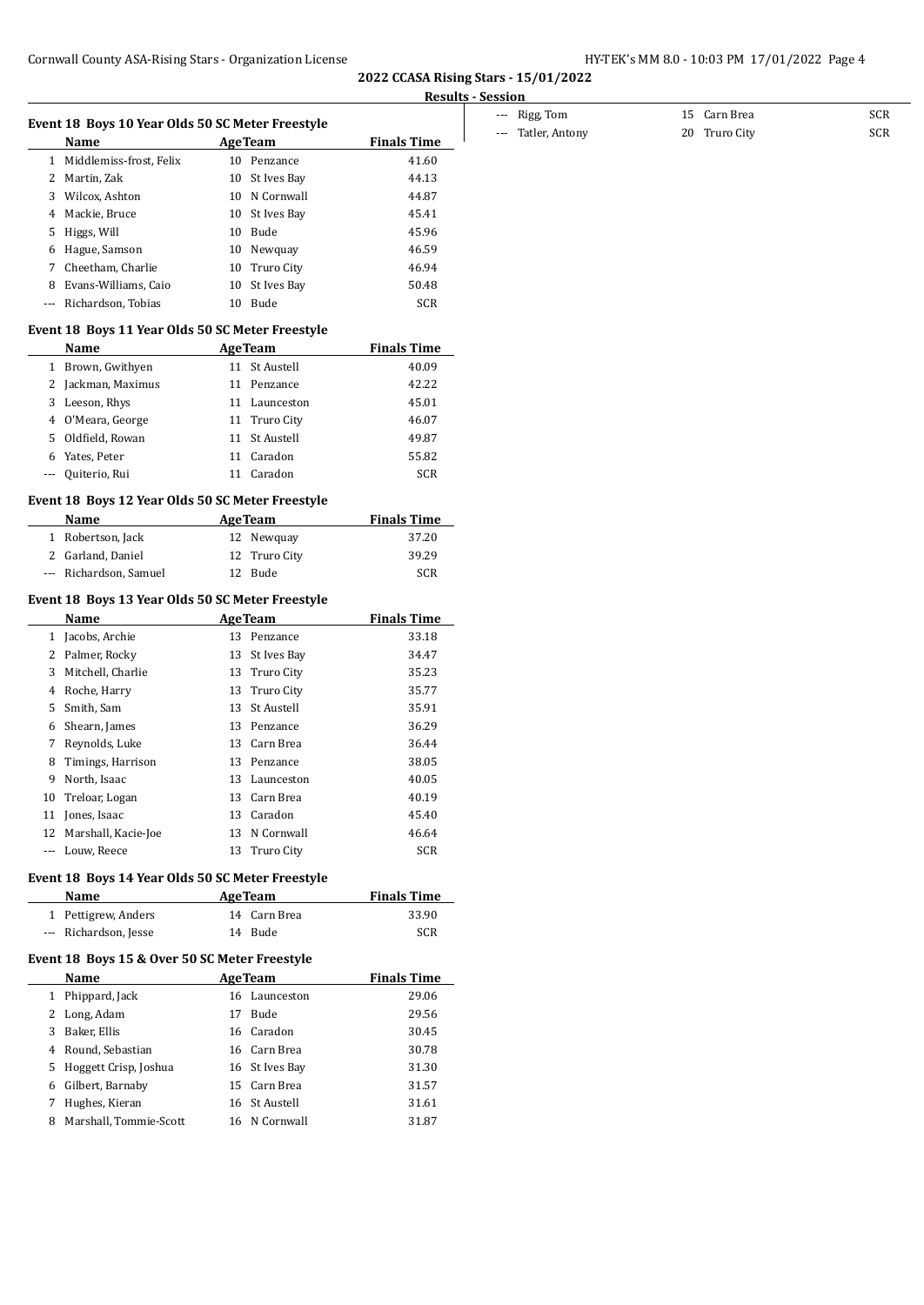**2022 CCASA Rising Stars - 15/01/2022**

**Results - Session**

### Event 18 Boys 10 Year Olds 50 SC Meter Freestyle

| | Name | Age | Team | Finals Time |
|---|---|---|---|---|
| 1 | Middlemiss-frost, Felix | 10 | Penzance | 41.60 |
| 2 | Martin, Zak | 10 | St Ives Bay | 44.13 |
| 3 | Wilcox, Ashton | 10 | N Cornwall | 44.87 |
| 4 | Mackie, Bruce | 10 | St Ives Bay | 45.41 |
| 5 | Higgs, Will | 10 | Bude | 45.96 |
| 6 | Hague, Samson | 10 | Newquay | 46.59 |
| 7 | Cheetham, Charlie | 10 | Truro City | 46.94 |
| 8 | Evans-Williams, Caio | 10 | St Ives Bay | 50.48 |
| --- | Richardson, Tobias | 10 | Bude | SCR |

### Event 18 Boys 11 Year Olds 50 SC Meter Freestyle

| | Name | Age | Team | Finals Time |
|---|---|---|---|---|
| 1 | Brown, Gwithyen | 11 | St Austell | 40.09 |
| 2 | Jackman, Maximus | 11 | Penzance | 42.22 |
| 3 | Leeson, Rhys | 11 | Launceston | 45.01 |
| 4 | O'Meara, George | 11 | Truro City | 46.07 |
| 5 | Oldfield, Rowan | 11 | St Austell | 49.87 |
| 6 | Yates, Peter | 11 | Caradon | 55.82 |
| --- | Quiterio, Rui | 11 | Caradon | SCR |

### Event 18 Boys 12 Year Olds 50 SC Meter Freestyle

| | Name | Age | Team | Finals Time |
|---|---|---|---|---|
| 1 | Robertson, Jack | 12 | Newquay | 37.20 |
| 2 | Garland, Daniel | 12 | Truro City | 39.29 |
| --- | Richardson, Samuel | 12 | Bude | SCR |

### Event 18 Boys 13 Year Olds 50 SC Meter Freestyle

| | Name | Age | Team | Finals Time |
|---|---|---|---|---|
| 1 | Jacobs, Archie | 13 | Penzance | 33.18 |
| 2 | Palmer, Rocky | 13 | St Ives Bay | 34.47 |
| 3 | Mitchell, Charlie | 13 | Truro City | 35.23 |
| 4 | Roche, Harry | 13 | Truro City | 35.77 |
| 5 | Smith, Sam | 13 | St Austell | 35.91 |
| 6 | Shearn, James | 13 | Penzance | 36.29 |
| 7 | Reynolds, Luke | 13 | Carn Brea | 36.44 |
| 8 | Timings, Harrison | 13 | Penzance | 38.05 |
| 9 | North, Isaac | 13 | Launceston | 40.05 |
| 10 | Treloar, Logan | 13 | Carn Brea | 40.19 |
| 11 | Jones, Isaac | 13 | Caradon | 45.40 |
| 12 | Marshall, Kacie-Joe | 13 | N Cornwall | 46.64 |
| --- | Louw, Reece | 13 | Truro City | SCR |

### Event 18 Boys 14 Year Olds 50 SC Meter Freestyle

| | Name | Age | Team | Finals Time |
|---|---|---|---|---|
| 1 | Pettigrew, Anders | 14 | Carn Brea | 33.90 |
| --- | Richardson, Jesse | 14 | Bude | SCR |

### Event 18 Boys 15 & Over 50 SC Meter Freestyle

| | Name | Age | Team | Finals Time |
|---|---|---|---|---|
| 1 | Phippard, Jack | 16 | Launceston | 29.06 |
| 2 | Long, Adam | 17 | Bude | 29.56 |
| 3 | Baker, Ellis | 16 | Caradon | 30.45 |
| 4 | Round, Sebastian | 16 | Carn Brea | 30.78 |
| 5 | Hoggett Crisp, Joshua | 16 | St Ives Bay | 31.30 |
| 6 | Gilbert, Barnaby | 15 | Carn Brea | 31.57 |
| 7 | Hughes, Kieran | 16 | St Austell | 31.61 |
| 8 | Marshall, Tommie-Scott | 16 | N Cornwall | 31.87 |
| --- | Rigg, Tom | 15 | Carn Brea | SCR |
| --- | Tatler, Antony | 20 | Truro City | SCR |